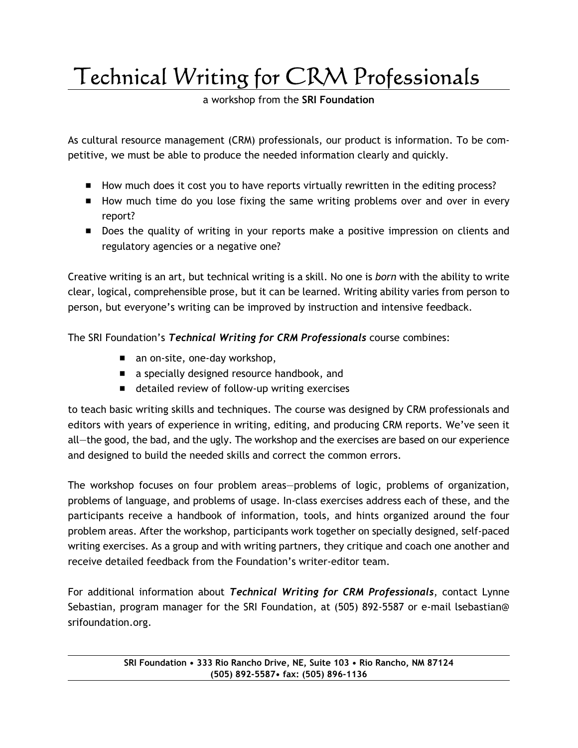# Technical Writing for CRM Professionals

a workshop from the **SRI Foundation**

As cultural resource management (CRM) professionals, our product is information. To be competitive, we must be able to produce the needed information clearly and quickly.

- How much does it cost you to have reports virtually rewritten in the editing process?
- How much time do you lose fixing the same writing problems over and over in every report?
- Does the quality of writing in your reports make a positive impression on clients and regulatory agencies or a negative one?

Creative writing is an art, but technical writing is a skill. No one is *born* with the ability to write clear, logical, comprehensible prose, but it can be learned. Writing ability varies from person to person, but everyone's writing can be improved by instruction and intensive feedback.

The SRI Foundation's ***Technical Writing for CRM Professionals*** course combines:

- an on-site, one-day workshop,
- a specially designed resource handbook, and
- detailed review of follow-up writing exercises

to teach basic writing skills and techniques. The course was designed by CRM professionals and editors with years of experience in writing, editing, and producing CRM reports. We've seen it all—the good, the bad, and the ugly. The workshop and the exercises are based on our experience and designed to build the needed skills and correct the common errors.

The workshop focuses on four problem areas—problems of logic, problems of organization, problems of language, and problems of usage. In-class exercises address each of these, and the participants receive a handbook of information, tools, and hints organized around the four problem areas. After the workshop, participants work together on specially designed, self-paced writing exercises. As a group and with writing partners, they critique and coach one another and receive detailed feedback from the Foundation's writer-editor team.

For additional information about ***Technical Writing for CRM Professionals***, contact Lynne Sebastian, program manager for the SRI Foundation, at (505) 892-5587 or e-mail lsebastian@srifoundation.org.

**SRI Foundation • 333 Rio Rancho Drive, NE, Suite 103 • Rio Rancho, NM 87124**
**(505) 892-5587• fax: (505) 896-1136**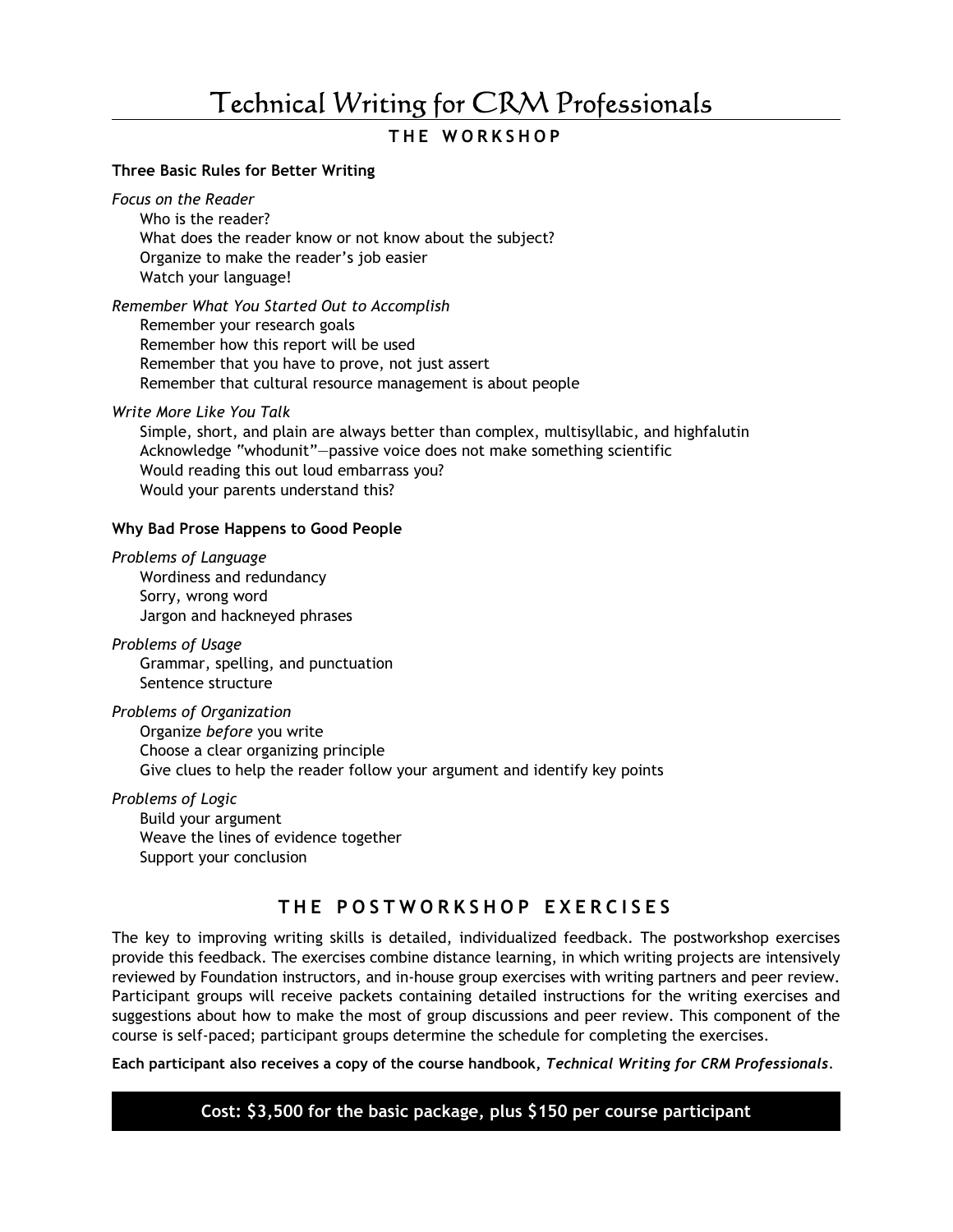# Technical Writing for CRM Professionals

## THE WORKSHOP

**Three Basic Rules for Better Writing**

*Focus on the Reader*

- Who is the reader?
- What does the reader know or not know about the subject?
- Organize to make the reader's job easier
- Watch your language!

*Remember What You Started Out to Accomplish*

- Remember your research goals
- Remember how this report will be used
- Remember that you have to prove, not just assert
- Remember that cultural resource management is about people

*Write More Like You Talk*

- Simple, short, and plain are always better than complex, multisyllabic, and highfalutin
- Acknowledge "whodunit"—passive voice does not make something scientific
- Would reading this out loud embarrass you?
- Would your parents understand this?

**Why Bad Prose Happens to Good People**

*Problems of Language*

- Wordiness and redundancy
- Sorry, wrong word
- Jargon and hackneyed phrases

*Problems of Usage*

- Grammar, spelling, and punctuation
- Sentence structure

*Problems of Organization*

- Organize *before* you write
- Choose a clear organizing principle
- Give clues to help the reader follow your argument and identify key points

*Problems of Logic*

- Build your argument
- Weave the lines of evidence together
- Support your conclusion

## THE POSTWORKSHOP EXERCISES

The key to improving writing skills is detailed, individualized feedback. The postworkshop exercises provide this feedback. The exercises combine distance learning, in which writing projects are intensively reviewed by Foundation instructors, and in-house group exercises with writing partners and peer review. Participant groups will receive packets containing detailed instructions for the writing exercises and suggestions about how to make the most of group discussions and peer review. This component of the course is self-paced; participant groups determine the schedule for completing the exercises.

**Each participant also receives a copy of the course handbook, *Technical Writing for CRM Professionals*.**

**Cost: $3,500 for the basic package, plus $150 per course participant**